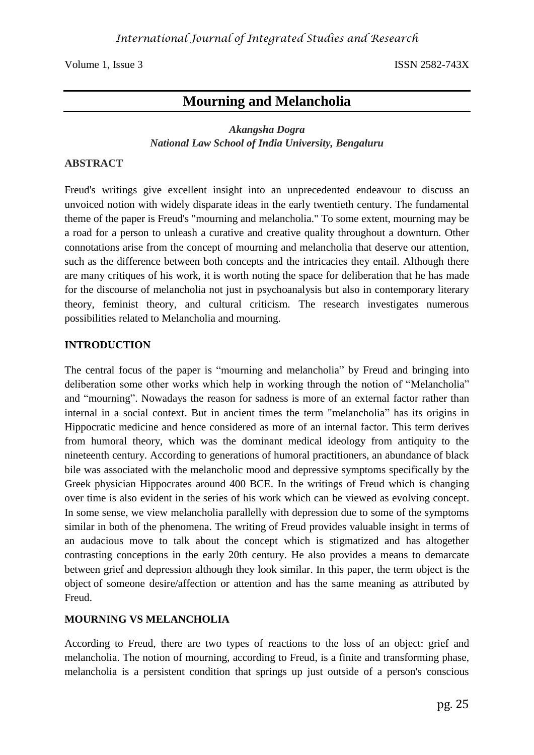# Mourning and Melancholia

***Akangsha Dogra***
***National Law School of India University, Bengaluru***

## ABSTRACT

Freud's writings give excellent insight into an unprecedented endeavour to discuss an unvoiced notion with widely disparate ideas in the early twentieth century. The fundamental theme of the paper is Freud's "mourning and melancholia." To some extent, mourning may be a road for a person to unleash a curative and creative quality throughout a downturn. Other connotations arise from the concept of mourning and melancholia that deserve our attention, such as the difference between both concepts and the intricacies they entail. Although there are many critiques of his work, it is worth noting the space for deliberation that he has made for the discourse of melancholia not just in psychoanalysis but also in contemporary literary theory, feminist theory, and cultural criticism. The research investigates numerous possibilities related to Melancholia and mourning.

## INTRODUCTION

The central focus of the paper is "mourning and melancholia" by Freud and bringing into deliberation some other works which help in working through the notion of "Melancholia" and "mourning". Nowadays the reason for sadness is more of an external factor rather than internal in a social context. But in ancient times the term "melancholia" has its origins in Hippocratic medicine and hence considered as more of an internal factor. This term derives from humoral theory, which was the dominant medical ideology from antiquity to the nineteenth century. According to generations of humoral practitioners, an abundance of black bile was associated with the melancholic mood and depressive symptoms specifically by the Greek physician Hippocrates around 400 BCE. In the writings of Freud which is changing over time is also evident in the series of his work which can be viewed as evolving concept. In some sense, we view melancholia parallelly with depression due to some of the symptoms similar in both of the phenomena. The writing of Freud provides valuable insight in terms of an audacious move to talk about the concept which is stigmatized and has altogether contrasting conceptions in the early 20th century. He also provides a means to demarcate between grief and depression although they look similar. In this paper, the term object is the object of someone desire/affection or attention and has the same meaning as attributed by Freud.

## MOURNING VS MELANCHOLIA

According to Freud, there are two types of reactions to the loss of an object: grief and melancholia. The notion of mourning, according to Freud, is a finite and transforming phase, melancholia is a persistent condition that springs up just outside of a person's conscious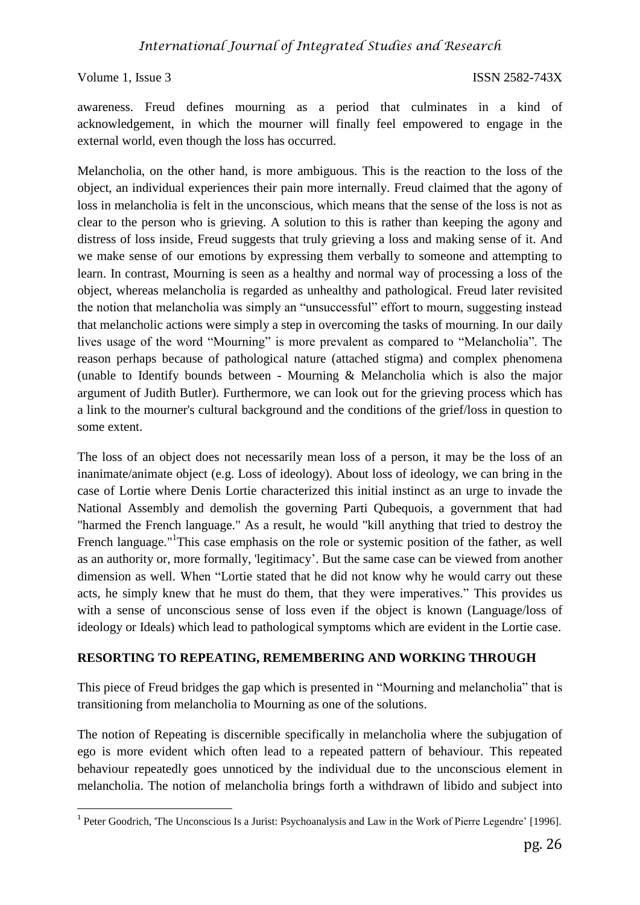awareness. Freud defines mourning as a period that culminates in a kind of acknowledgement, in which the mourner will finally feel empowered to engage in the external world, even though the loss has occurred.

Melancholia, on the other hand, is more ambiguous. This is the reaction to the loss of the object, an individual experiences their pain more internally. Freud claimed that the agony of loss in melancholia is felt in the unconscious, which means that the sense of the loss is not as clear to the person who is grieving. A solution to this is rather than keeping the agony and distress of loss inside, Freud suggests that truly grieving a loss and making sense of it. And we make sense of our emotions by expressing them verbally to someone and attempting to learn. In contrast, Mourning is seen as a healthy and normal way of processing a loss of the object, whereas melancholia is regarded as unhealthy and pathological. Freud later revisited the notion that melancholia was simply an "unsuccessful" effort to mourn, suggesting instead that melancholic actions were simply a step in overcoming the tasks of mourning. In our daily lives usage of the word "Mourning" is more prevalent as compared to "Melancholia". The reason perhaps because of pathological nature (attached stigma) and complex phenomena (unable to Identify bounds between - Mourning & Melancholia which is also the major argument of Judith Butler). Furthermore, we can look out for the grieving process which has a link to the mourner's cultural background and the conditions of the grief/loss in question to some extent.

The loss of an object does not necessarily mean loss of a person, it may be the loss of an inanimate/animate object (e.g. Loss of ideology). About loss of ideology, we can bring in the case of Lortie where Denis Lortie characterized this initial instinct as an urge to invade the National Assembly and demolish the governing Parti Qubequois, a government that had "harmed the French language." As a result, he would "kill anything that tried to destroy the French language."[1]This case emphasis on the role or systemic position of the father, as well as an authority or, more formally, 'legitimacy'. But the same case can be viewed from another dimension as well. When "Lortie stated that he did not know why he would carry out these acts, he simply knew that he must do them, that they were imperatives." This provides us with a sense of unconscious sense of loss even if the object is known (Language/loss of ideology or Ideals) which lead to pathological symptoms which are evident in the Lortie case.

## RESORTING TO REPEATING, REMEMBERING AND WORKING THROUGH

This piece of Freud bridges the gap which is presented in "Mourning and melancholia" that is transitioning from melancholia to Mourning as one of the solutions.

The notion of Repeating is discernible specifically in melancholia where the subjugation of ego is more evident which often lead to a repeated pattern of behaviour. This repeated behaviour repeatedly goes unnoticed by the individual due to the unconscious element in melancholia. The notion of melancholia brings forth a withdrawn of libido and subject into

[1] Peter Goodrich, 'The Unconscious Is a Jurist: Psychoanalysis and Law in the Work of Pierre Legendre' [1996].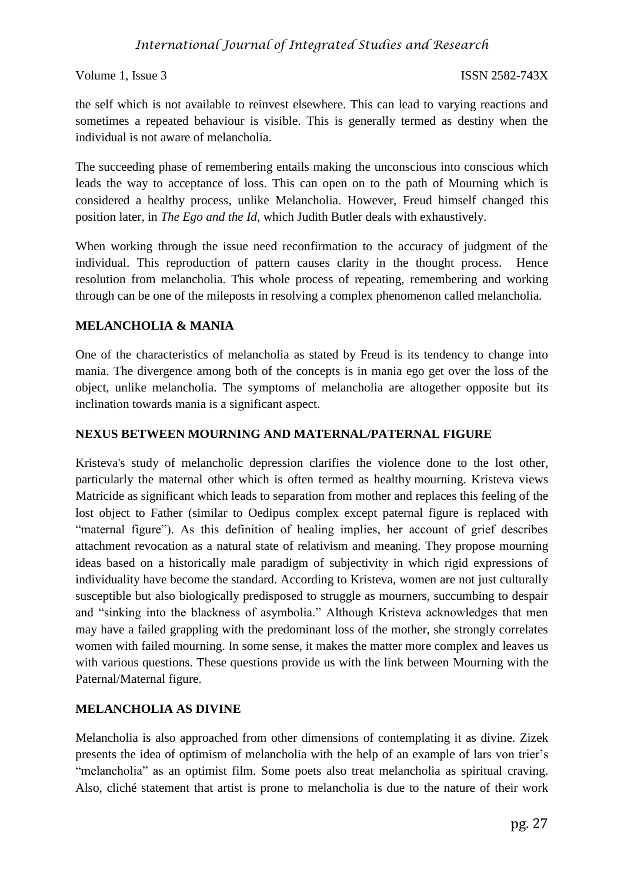the self which is not available to reinvest elsewhere. This can lead to varying reactions and sometimes a repeated behaviour is visible. This is generally termed as destiny when the individual is not aware of melancholia.

The succeeding phase of remembering entails making the unconscious into conscious which leads the way to acceptance of loss. This can open on to the path of Mourning which is considered a healthy process, unlike Melancholia. However, Freud himself changed this position later, in *The Ego and the Id*, which Judith Butler deals with exhaustively.

When working through the issue need reconfirmation to the accuracy of judgment of the individual. This reproduction of pattern causes clarity in the thought process. Hence resolution from melancholia. This whole process of repeating, remembering and working through can be one of the mileposts in resolving a complex phenomenon called melancholia.

## MELANCHOLIA & MANIA

One of the characteristics of melancholia as stated by Freud is its tendency to change into mania. The divergence among both of the concepts is in mania ego get over the loss of the object, unlike melancholia. The symptoms of melancholia are altogether opposite but its inclination towards mania is a significant aspect.

## NEXUS BETWEEN MOURNING AND MATERNAL/PATERNAL FIGURE

Kristeva's study of melancholic depression clarifies the violence done to the lost other, particularly the maternal other which is often termed as healthy mourning. Kristeva views Matricide as significant which leads to separation from mother and replaces this feeling of the lost object to Father (similar to Oedipus complex except paternal figure is replaced with "maternal figure"). As this definition of healing implies, her account of grief describes attachment revocation as a natural state of relativism and meaning. They propose mourning ideas based on a historically male paradigm of subjectivity in which rigid expressions of individuality have become the standard. According to Kristeva, women are not just culturally susceptible but also biologically predisposed to struggle as mourners, succumbing to despair and "sinking into the blackness of asymbolia." Although Kristeva acknowledges that men may have a failed grappling with the predominant loss of the mother, she strongly correlates women with failed mourning. In some sense, it makes the matter more complex and leaves us with various questions. These questions provide us with the link between Mourning with the Paternal/Maternal figure.

## MELANCHOLIA AS DIVINE

Melancholia is also approached from other dimensions of contemplating it as divine. Zizek presents the idea of optimism of melancholia with the help of an example of lars von trier's "melancholia" as an optimist film. Some poets also treat melancholia as spiritual craving. Also, cliché statement that artist is prone to melancholia is due to the nature of their work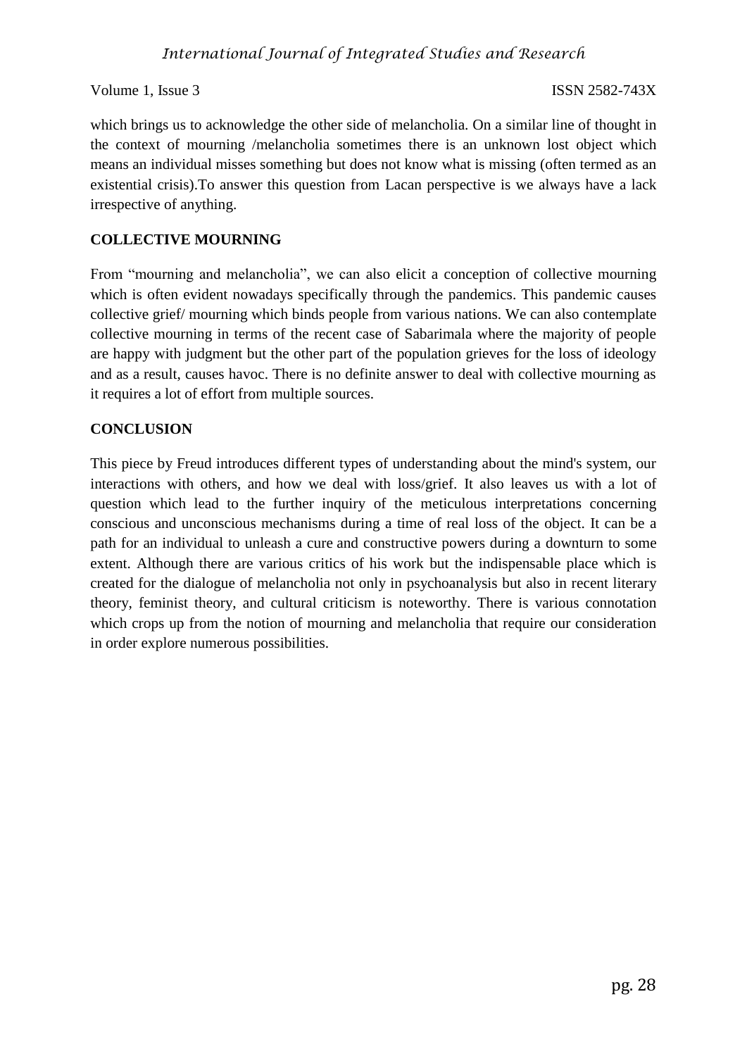which brings us to acknowledge the other side of melancholia. On a similar line of thought in the context of mourning /melancholia sometimes there is an unknown lost object which means an individual misses something but does not know what is missing (often termed as an existential crisis).To answer this question from Lacan perspective is we always have a lack irrespective of anything.

**COLLECTIVE MOURNING**

From "mourning and melancholia", we can also elicit a conception of collective mourning which is often evident nowadays specifically through the pandemics. This pandemic causes collective grief/ mourning which binds people from various nations. We can also contemplate collective mourning in terms of the recent case of Sabarimala where the majority of people are happy with judgment but the other part of the population grieves for the loss of ideology and as a result, causes havoc. There is no definite answer to deal with collective mourning as it requires a lot of effort from multiple sources.

**CONCLUSION**

This piece by Freud introduces different types of understanding about the mind's system, our interactions with others, and how we deal with loss/grief. It also leaves us with a lot of question which lead to the further inquiry of the meticulous interpretations concerning conscious and unconscious mechanisms during a time of real loss of the object. It can be a path for an individual to unleash a cure and constructive powers during a downturn to some extent. Although there are various critics of his work but the indispensable place which is created for the dialogue of melancholia not only in psychoanalysis but also in recent literary theory, feminist theory, and cultural criticism is noteworthy. There is various connotation which crops up from the notion of mourning and melancholia that require our consideration in order explore numerous possibilities.